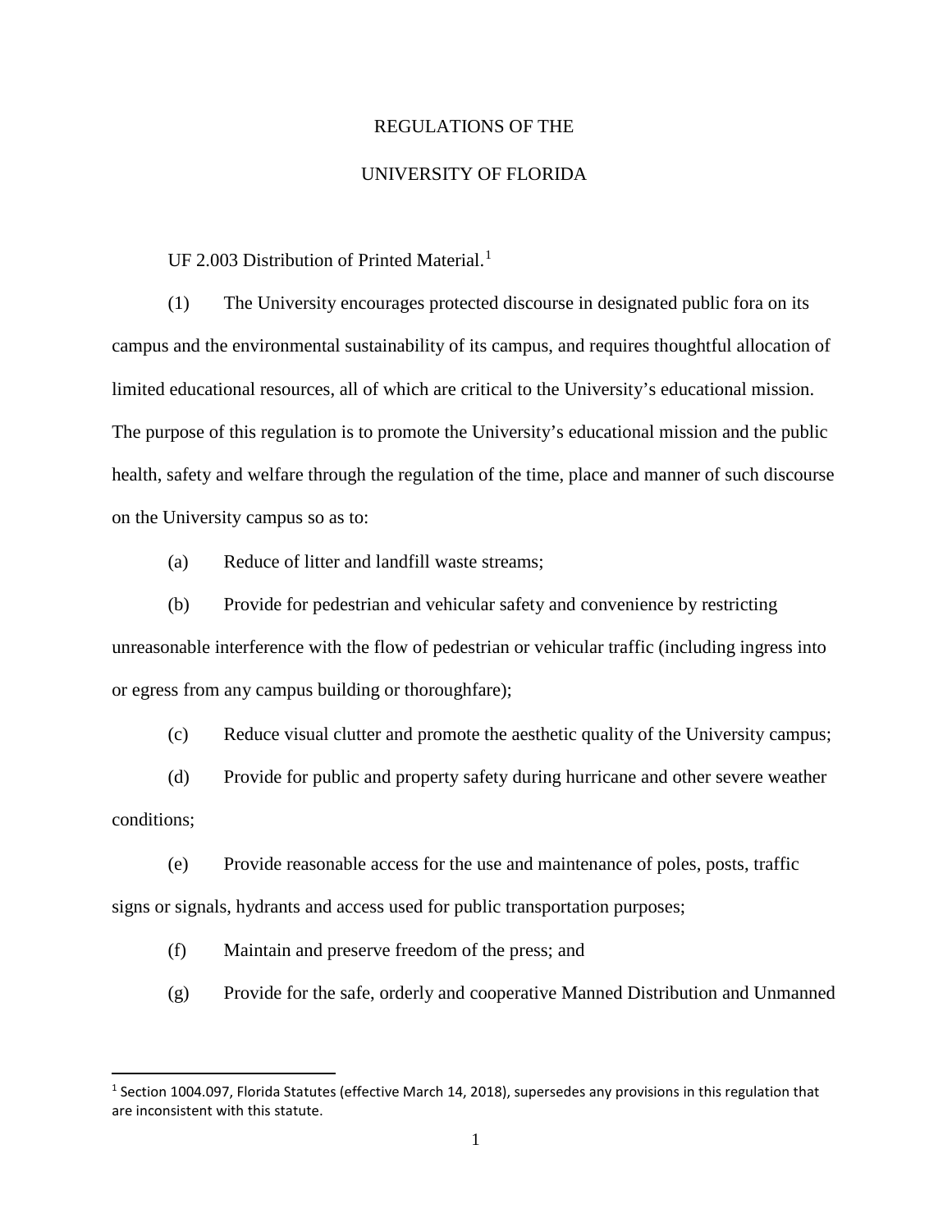# REGULATIONS OF THE

# UNIVERSITY OF FLORIDA

UF 2.003 Distribution of Printed Material.[1]

(1) The University encourages protected discourse in designated public fora on its campus and the environmental sustainability of its campus, and requires thoughtful allocation of limited educational resources, all of which are critical to the University's educational mission. The purpose of this regulation is to promote the University's educational mission and the public health, safety and welfare through the regulation of the time, place and manner of such discourse on the University campus so as to:

(a) Reduce of litter and landfill waste streams;

(b) Provide for pedestrian and vehicular safety and convenience by restricting unreasonable interference with the flow of pedestrian or vehicular traffic (including ingress into or egress from any campus building or thoroughfare);

(c) Reduce visual clutter and promote the aesthetic quality of the University campus;

(d) Provide for public and property safety during hurricane and other severe weather conditions;

(e) Provide reasonable access for the use and maintenance of poles, posts, traffic signs or signals, hydrants and access used for public transportation purposes;

(f) Maintain and preserve freedom of the press; and

(g) Provide for the safe, orderly and cooperative Manned Distribution and Unmanned

---

[1] Section 1004.097, Florida Statutes (effective March 14, 2018), supersedes any provisions in this regulation that are inconsistent with this statute.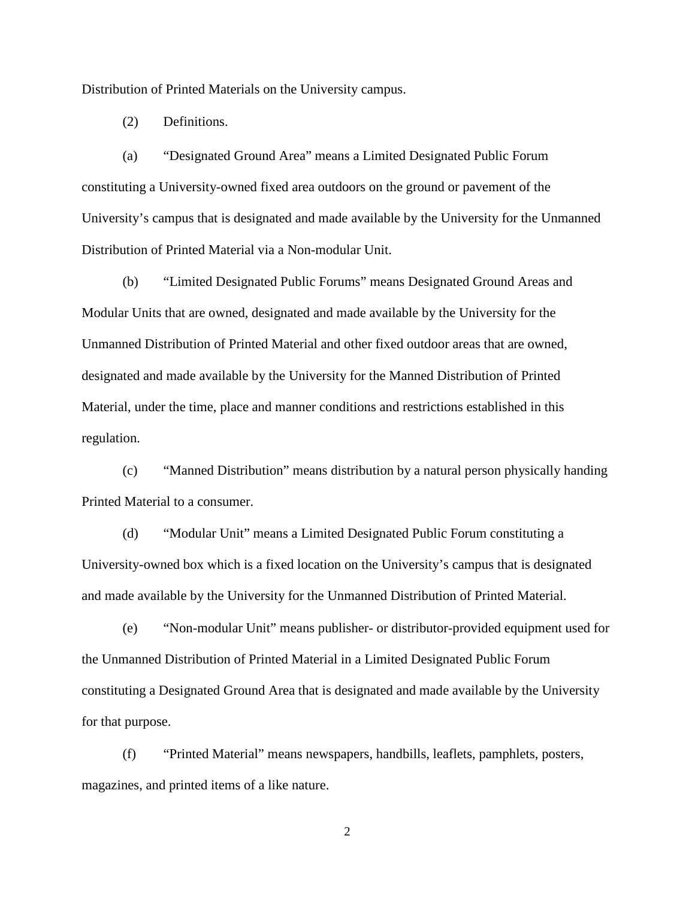Distribution of Printed Materials on the University campus.

(2) Definitions.

(a) "Designated Ground Area" means a Limited Designated Public Forum constituting a University-owned fixed area outdoors on the ground or pavement of the University's campus that is designated and made available by the University for the Unmanned Distribution of Printed Material via a Non-modular Unit.

(b) "Limited Designated Public Forums" means Designated Ground Areas and Modular Units that are owned, designated and made available by the University for the Unmanned Distribution of Printed Material and other fixed outdoor areas that are owned, designated and made available by the University for the Manned Distribution of Printed Material, under the time, place and manner conditions and restrictions established in this regulation.

(c) "Manned Distribution" means distribution by a natural person physically handing Printed Material to a consumer.

(d) "Modular Unit" means a Limited Designated Public Forum constituting a University-owned box which is a fixed location on the University's campus that is designated and made available by the University for the Unmanned Distribution of Printed Material.

(e) "Non-modular Unit" means publisher- or distributor-provided equipment used for the Unmanned Distribution of Printed Material in a Limited Designated Public Forum constituting a Designated Ground Area that is designated and made available by the University for that purpose.

(f) "Printed Material" means newspapers, handbills, leaflets, pamphlets, posters, magazines, and printed items of a like nature.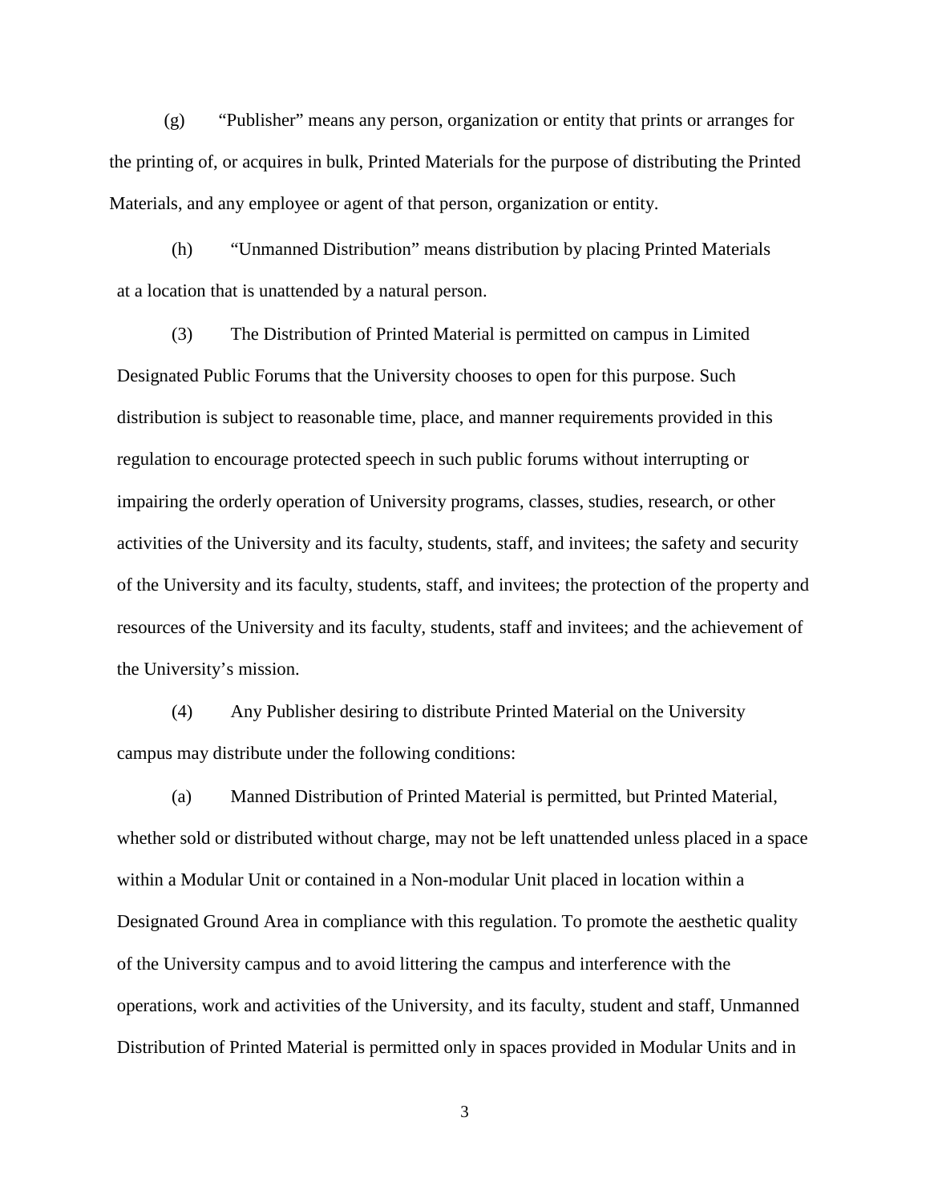(g) "Publisher" means any person, organization or entity that prints or arranges for the printing of, or acquires in bulk, Printed Materials for the purpose of distributing the Printed Materials, and any employee or agent of that person, organization or entity.

(h) "Unmanned Distribution" means distribution by placing Printed Materials at a location that is unattended by a natural person.

(3) The Distribution of Printed Material is permitted on campus in Limited Designated Public Forums that the University chooses to open for this purpose. Such distribution is subject to reasonable time, place, and manner requirements provided in this regulation to encourage protected speech in such public forums without interrupting or impairing the orderly operation of University programs, classes, studies, research, or other activities of the University and its faculty, students, staff, and invitees; the safety and security of the University and its faculty, students, staff, and invitees; the protection of the property and resources of the University and its faculty, students, staff and invitees; and the achievement of the University's mission.

(4) Any Publisher desiring to distribute Printed Material on the University campus may distribute under the following conditions:

(a) Manned Distribution of Printed Material is permitted, but Printed Material, whether sold or distributed without charge, may not be left unattended unless placed in a space within a Modular Unit or contained in a Non-modular Unit placed in location within a Designated Ground Area in compliance with this regulation. To promote the aesthetic quality of the University campus and to avoid littering the campus and interference with the operations, work and activities of the University, and its faculty, student and staff, Unmanned Distribution of Printed Material is permitted only in spaces provided in Modular Units and in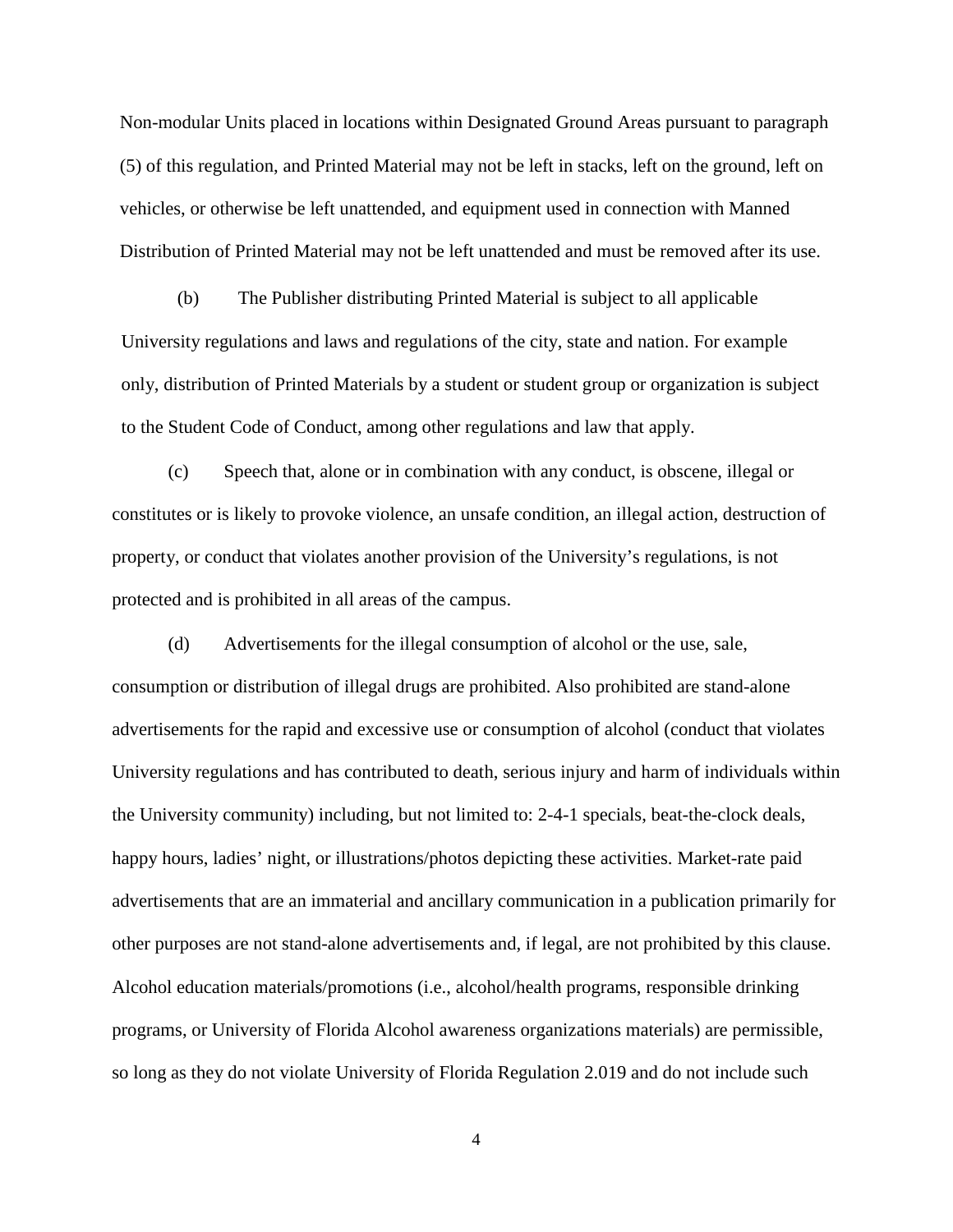Non-modular Units placed in locations within Designated Ground Areas pursuant to paragraph (5) of this regulation, and Printed Material may not be left in stacks, left on the ground, left on vehicles, or otherwise be left unattended, and equipment used in connection with Manned Distribution of Printed Material may not be left unattended and must be removed after its use.

(b) The Publisher distributing Printed Material is subject to all applicable University regulations and laws and regulations of the city, state and nation. For example only, distribution of Printed Materials by a student or student group or organization is subject to the Student Code of Conduct, among other regulations and law that apply.

(c) Speech that, alone or in combination with any conduct, is obscene, illegal or constitutes or is likely to provoke violence, an unsafe condition, an illegal action, destruction of property, or conduct that violates another provision of the University's regulations, is not protected and is prohibited in all areas of the campus.

(d) Advertisements for the illegal consumption of alcohol or the use, sale, consumption or distribution of illegal drugs are prohibited. Also prohibited are stand-alone advertisements for the rapid and excessive use or consumption of alcohol (conduct that violates University regulations and has contributed to death, serious injury and harm of individuals within the University community) including, but not limited to: 2-4-1 specials, beat-the-clock deals, happy hours, ladies' night, or illustrations/photos depicting these activities. Market-rate paid advertisements that are an immaterial and ancillary communication in a publication primarily for other purposes are not stand-alone advertisements and, if legal, are not prohibited by this clause. Alcohol education materials/promotions (i.e., alcohol/health programs, responsible drinking programs, or University of Florida Alcohol awareness organizations materials) are permissible, so long as they do not violate University of Florida Regulation 2.019 and do not include such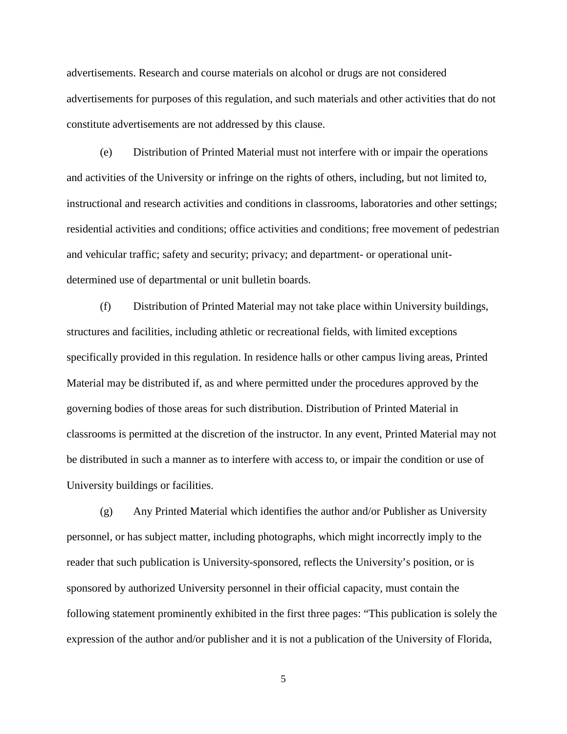advertisements. Research and course materials on alcohol or drugs are not considered advertisements for purposes of this regulation, and such materials and other activities that do not constitute advertisements are not addressed by this clause.

(e) Distribution of Printed Material must not interfere with or impair the operations and activities of the University or infringe on the rights of others, including, but not limited to, instructional and research activities and conditions in classrooms, laboratories and other settings; residential activities and conditions; office activities and conditions; free movement of pedestrian and vehicular traffic; safety and security; privacy; and department- or operational unit-determined use of departmental or unit bulletin boards.

(f) Distribution of Printed Material may not take place within University buildings, structures and facilities, including athletic or recreational fields, with limited exceptions specifically provided in this regulation. In residence halls or other campus living areas, Printed Material may be distributed if, as and where permitted under the procedures approved by the governing bodies of those areas for such distribution. Distribution of Printed Material in classrooms is permitted at the discretion of the instructor. In any event, Printed Material may not be distributed in such a manner as to interfere with access to, or impair the condition or use of University buildings or facilities.

(g) Any Printed Material which identifies the author and/or Publisher as University personnel, or has subject matter, including photographs, which might incorrectly imply to the reader that such publication is University-sponsored, reflects the University's position, or is sponsored by authorized University personnel in their official capacity, must contain the following statement prominently exhibited in the first three pages: "This publication is solely the expression of the author and/or publisher and it is not a publication of the University of Florida,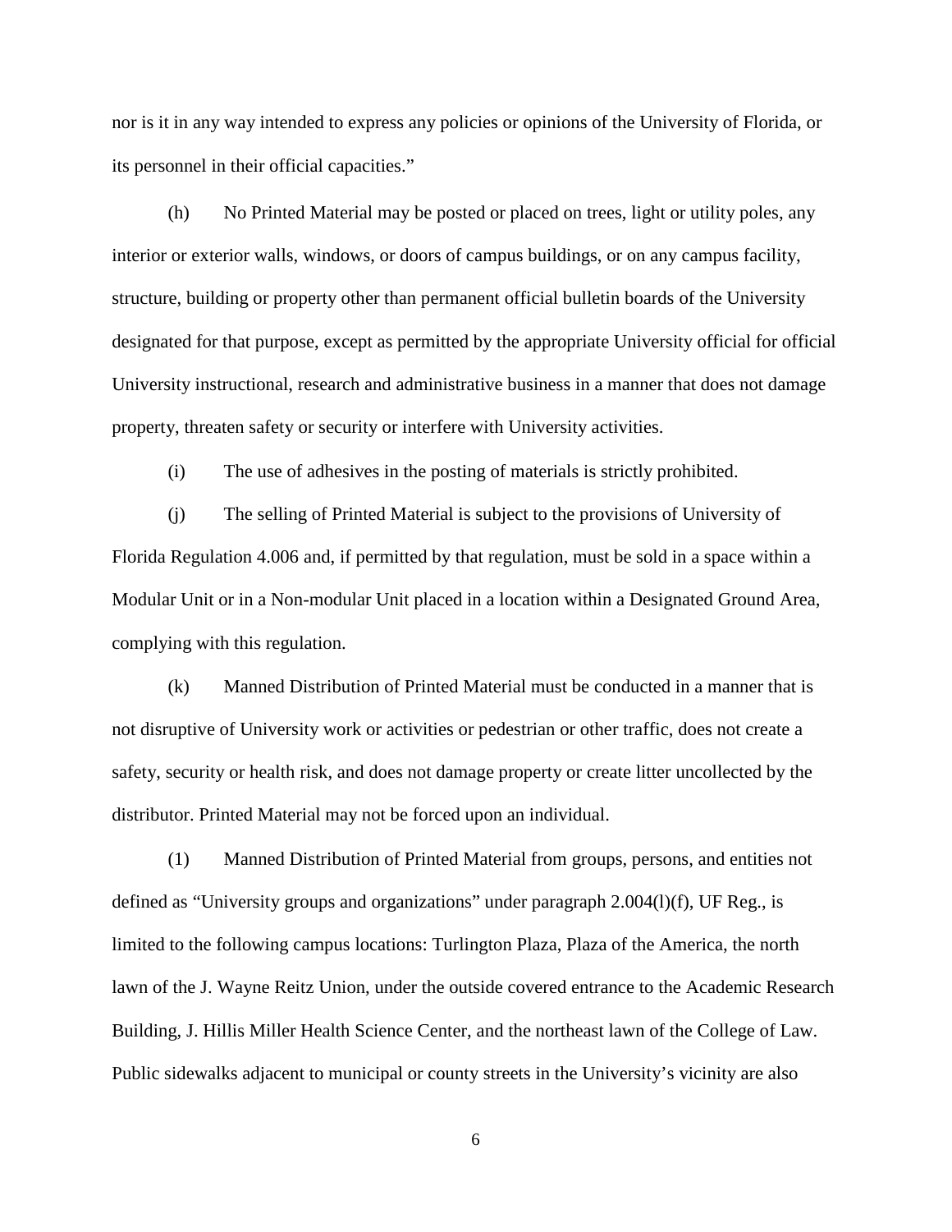nor is it in any way intended to express any policies or opinions of the University of Florida, or its personnel in their official capacities."

(h) No Printed Material may be posted or placed on trees, light or utility poles, any interior or exterior walls, windows, or doors of campus buildings, or on any campus facility, structure, building or property other than permanent official bulletin boards of the University designated for that purpose, except as permitted by the appropriate University official for official University instructional, research and administrative business in a manner that does not damage property, threaten safety or security or interfere with University activities.

(i) The use of adhesives in the posting of materials is strictly prohibited.

(j) The selling of Printed Material is subject to the provisions of University of Florida Regulation 4.006 and, if permitted by that regulation, must be sold in a space within a Modular Unit or in a Non-modular Unit placed in a location within a Designated Ground Area, complying with this regulation.

(k) Manned Distribution of Printed Material must be conducted in a manner that is not disruptive of University work or activities or pedestrian or other traffic, does not create a safety, security or health risk, and does not damage property or create litter uncollected by the distributor. Printed Material may not be forced upon an individual.

(1) Manned Distribution of Printed Material from groups, persons, and entities not defined as "University groups and organizations" under paragraph 2.004(l)(f), UF Reg., is limited to the following campus locations: Turlington Plaza, Plaza of the America, the north lawn of the J. Wayne Reitz Union, under the outside covered entrance to the Academic Research Building, J. Hillis Miller Health Science Center, and the northeast lawn of the College of Law. Public sidewalks adjacent to municipal or county streets in the University's vicinity are also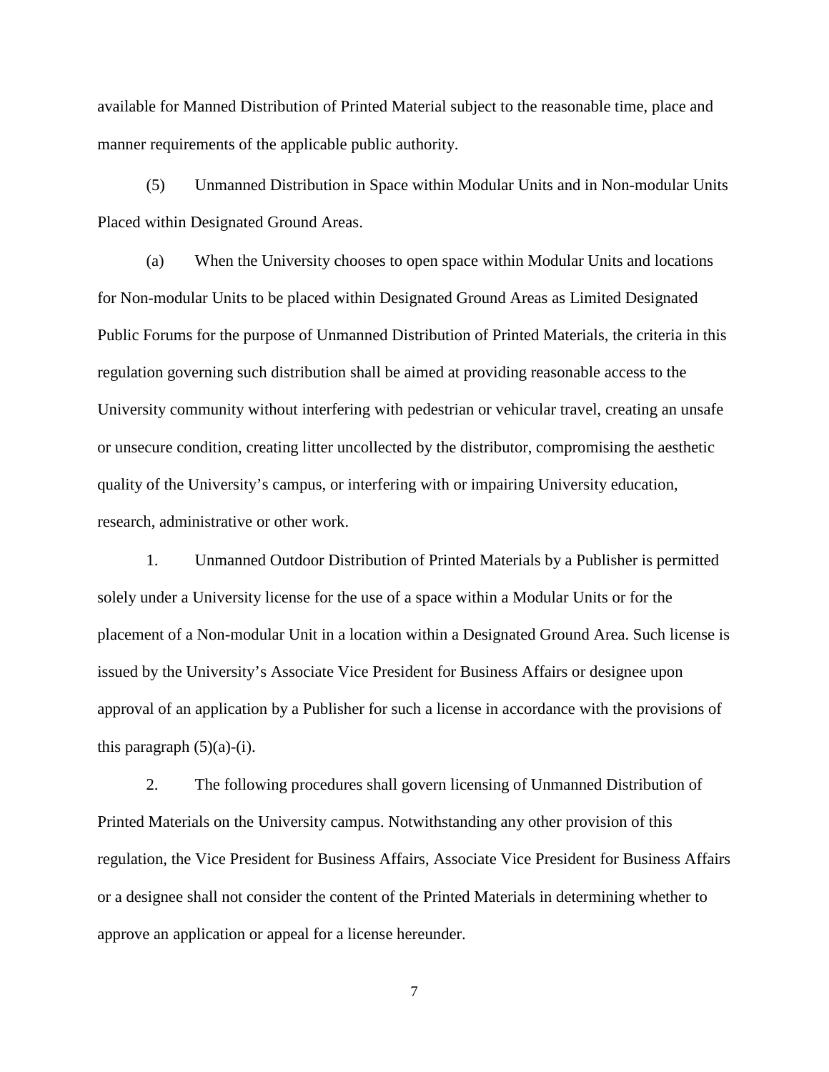available for Manned Distribution of Printed Material subject to the reasonable time, place and manner requirements of the applicable public authority.

(5) Unmanned Distribution in Space within Modular Units and in Non-modular Units Placed within Designated Ground Areas.

(a) When the University chooses to open space within Modular Units and locations for Non-modular Units to be placed within Designated Ground Areas as Limited Designated Public Forums for the purpose of Unmanned Distribution of Printed Materials, the criteria in this regulation governing such distribution shall be aimed at providing reasonable access to the University community without interfering with pedestrian or vehicular travel, creating an unsafe or unsecure condition, creating litter uncollected by the distributor, compromising the aesthetic quality of the University's campus, or interfering with or impairing University education, research, administrative or other work.

1. Unmanned Outdoor Distribution of Printed Materials by a Publisher is permitted solely under a University license for the use of a space within a Modular Units or for the placement of a Non-modular Unit in a location within a Designated Ground Area. Such license is issued by the University's Associate Vice President for Business Affairs or designee upon approval of an application by a Publisher for such a license in accordance with the provisions of this paragraph (5)(a)-(i).

2. The following procedures shall govern licensing of Unmanned Distribution of Printed Materials on the University campus. Notwithstanding any other provision of this regulation, the Vice President for Business Affairs, Associate Vice President for Business Affairs or a designee shall not consider the content of the Printed Materials in determining whether to approve an application or appeal for a license hereunder.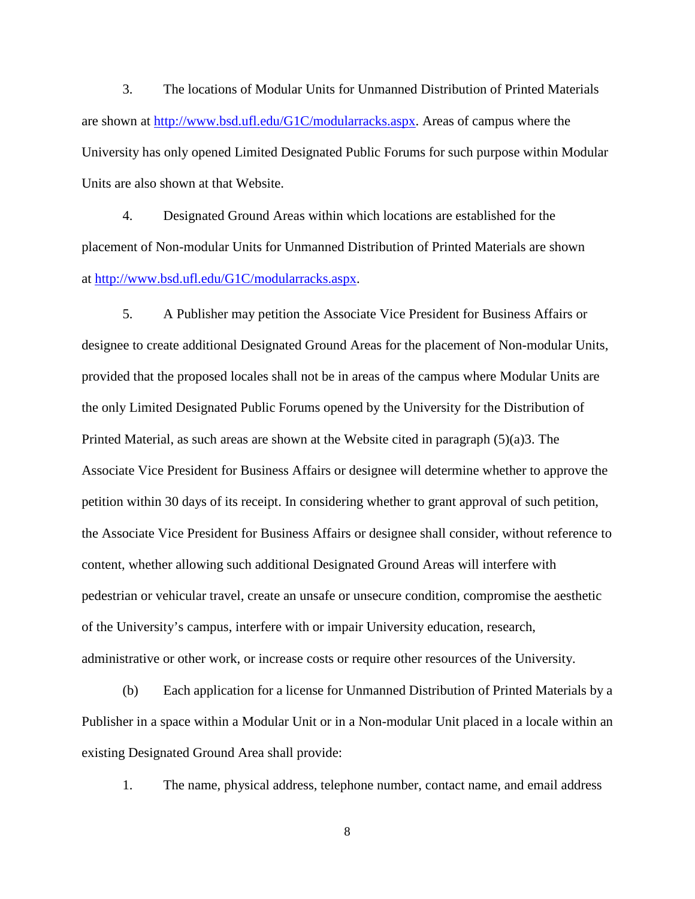3. The locations of Modular Units for Unmanned Distribution of Printed Materials are shown at http://www.bsd.ufl.edu/G1C/modularracks.aspx. Areas of campus where the University has only opened Limited Designated Public Forums for such purpose within Modular Units are also shown at that Website.

4. Designated Ground Areas within which locations are established for the placement of Non-modular Units for Unmanned Distribution of Printed Materials are shown at http://www.bsd.ufl.edu/G1C/modularracks.aspx.

5. A Publisher may petition the Associate Vice President for Business Affairs or designee to create additional Designated Ground Areas for the placement of Non-modular Units, provided that the proposed locales shall not be in areas of the campus where Modular Units are the only Limited Designated Public Forums opened by the University for the Distribution of Printed Material, as such areas are shown at the Website cited in paragraph (5)(a)3. The Associate Vice President for Business Affairs or designee will determine whether to approve the petition within 30 days of its receipt. In considering whether to grant approval of such petition, the Associate Vice President for Business Affairs or designee shall consider, without reference to content, whether allowing such additional Designated Ground Areas will interfere with pedestrian or vehicular travel, create an unsafe or unsecure condition, compromise the aesthetic of the University's campus, interfere with or impair University education, research, administrative or other work, or increase costs or require other resources of the University.

(b) Each application for a license for Unmanned Distribution of Printed Materials by a Publisher in a space within a Modular Unit or in a Non-modular Unit placed in a locale within an existing Designated Ground Area shall provide:

1. The name, physical address, telephone number, contact name, and email address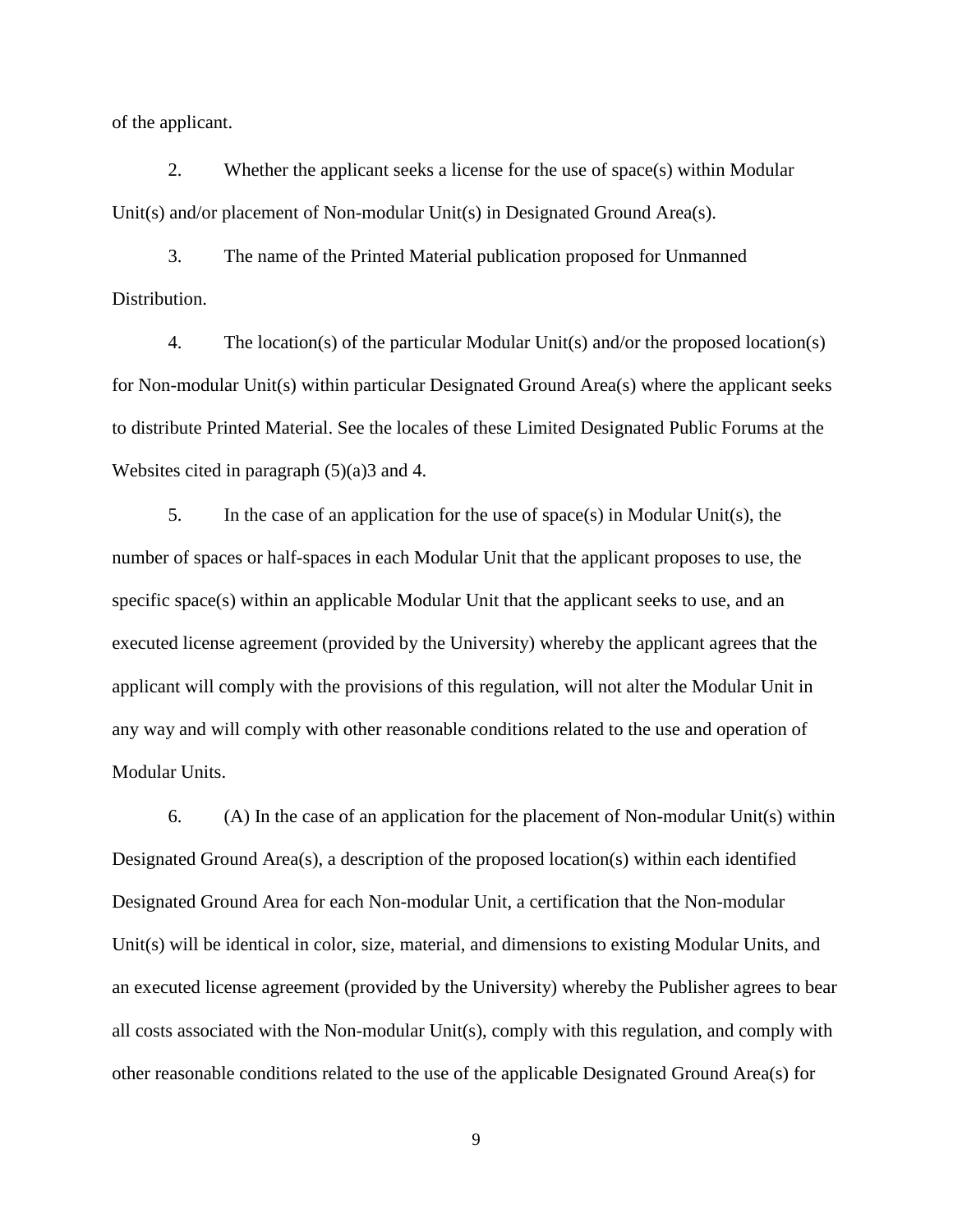of the applicant.

2. Whether the applicant seeks a license for the use of space(s) within Modular Unit(s) and/or placement of Non-modular Unit(s) in Designated Ground Area(s).

3. The name of the Printed Material publication proposed for Unmanned Distribution.

4. The location(s) of the particular Modular Unit(s) and/or the proposed location(s) for Non-modular Unit(s) within particular Designated Ground Area(s) where the applicant seeks to distribute Printed Material. See the locales of these Limited Designated Public Forums at the Websites cited in paragraph (5)(a)3 and 4.

5. In the case of an application for the use of space(s) in Modular Unit(s), the number of spaces or half-spaces in each Modular Unit that the applicant proposes to use, the specific space(s) within an applicable Modular Unit that the applicant seeks to use, and an executed license agreement (provided by the University) whereby the applicant agrees that the applicant will comply with the provisions of this regulation, will not alter the Modular Unit in any way and will comply with other reasonable conditions related to the use and operation of Modular Units.

6. (A) In the case of an application for the placement of Non-modular Unit(s) within Designated Ground Area(s), a description of the proposed location(s) within each identified Designated Ground Area for each Non-modular Unit, a certification that the Non-modular Unit(s) will be identical in color, size, material, and dimensions to existing Modular Units, and an executed license agreement (provided by the University) whereby the Publisher agrees to bear all costs associated with the Non-modular Unit(s), comply with this regulation, and comply with other reasonable conditions related to the use of the applicable Designated Ground Area(s) for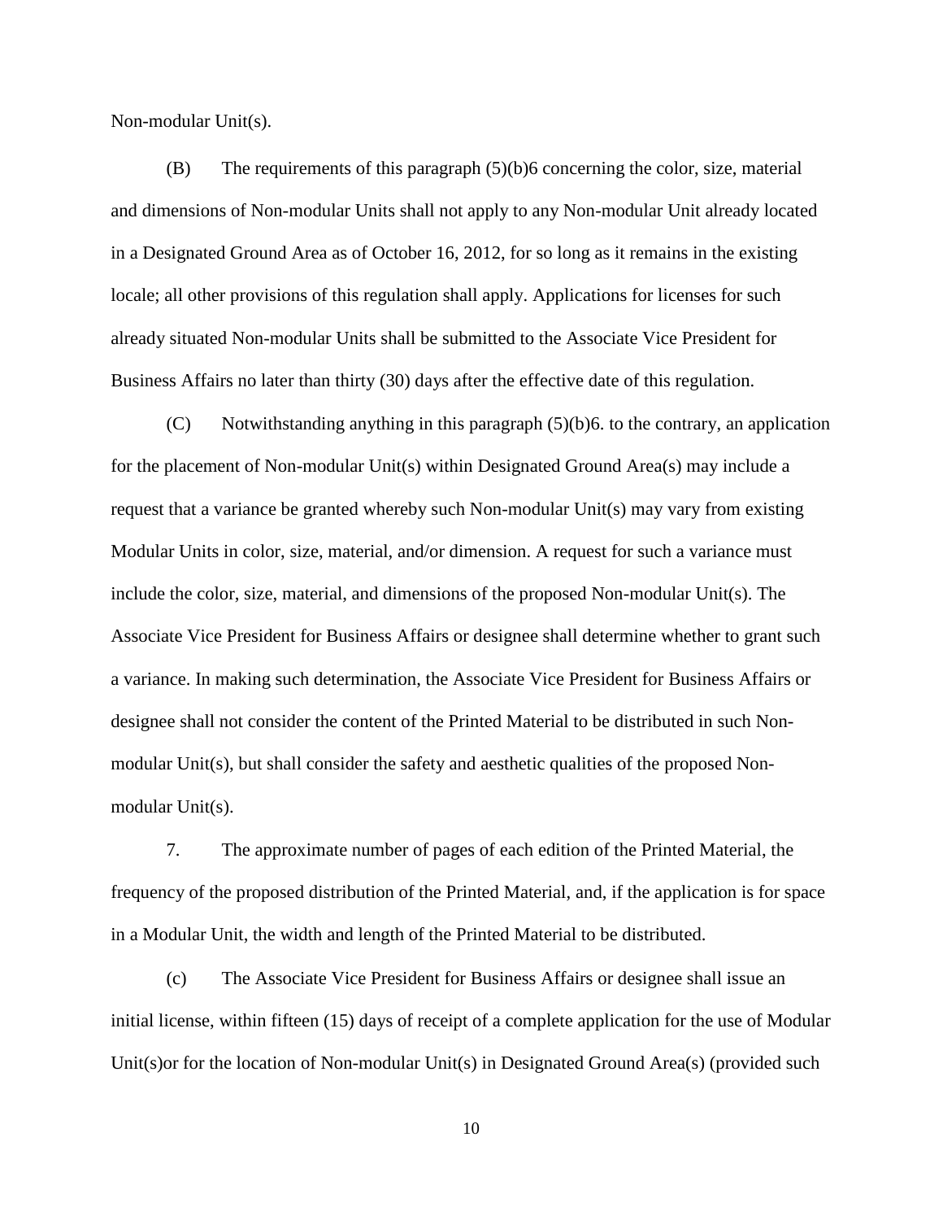Non-modular Unit(s).

(B) The requirements of this paragraph (5)(b)6 concerning the color, size, material and dimensions of Non-modular Units shall not apply to any Non-modular Unit already located in a Designated Ground Area as of October 16, 2012, for so long as it remains in the existing locale; all other provisions of this regulation shall apply. Applications for licenses for such already situated Non-modular Units shall be submitted to the Associate Vice President for Business Affairs no later than thirty (30) days after the effective date of this regulation.

(C) Notwithstanding anything in this paragraph (5)(b)6. to the contrary, an application for the placement of Non-modular Unit(s) within Designated Ground Area(s) may include a request that a variance be granted whereby such Non-modular Unit(s) may vary from existing Modular Units in color, size, material, and/or dimension. A request for such a variance must include the color, size, material, and dimensions of the proposed Non-modular Unit(s). The Associate Vice President for Business Affairs or designee shall determine whether to grant such a variance. In making such determination, the Associate Vice President for Business Affairs or designee shall not consider the content of the Printed Material to be distributed in such Non-modular Unit(s), but shall consider the safety and aesthetic qualities of the proposed Non-modular Unit(s).

7. The approximate number of pages of each edition of the Printed Material, the frequency of the proposed distribution of the Printed Material, and, if the application is for space in a Modular Unit, the width and length of the Printed Material to be distributed.

(c) The Associate Vice President for Business Affairs or designee shall issue an initial license, within fifteen (15) days of receipt of a complete application for the use of Modular Unit(s)or for the location of Non-modular Unit(s) in Designated Ground Area(s) (provided such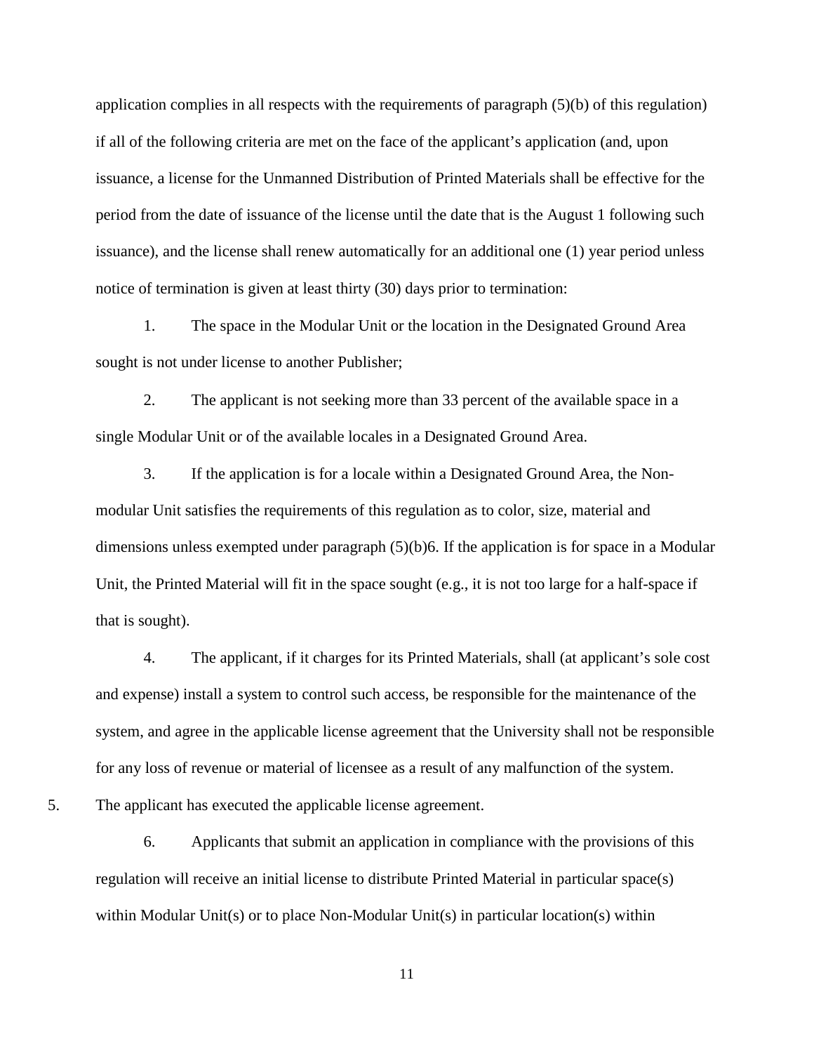application complies in all respects with the requirements of paragraph (5)(b) of this regulation) if all of the following criteria are met on the face of the applicant's application (and, upon issuance, a license for the Unmanned Distribution of Printed Materials shall be effective for the period from the date of issuance of the license until the date that is the August 1 following such issuance), and the license shall renew automatically for an additional one (1) year period unless notice of termination is given at least thirty (30) days prior to termination:

1. The space in the Modular Unit or the location in the Designated Ground Area sought is not under license to another Publisher;

2. The applicant is not seeking more than 33 percent of the available space in a single Modular Unit or of the available locales in a Designated Ground Area.

3. If the application is for a locale within a Designated Ground Area, the Non-modular Unit satisfies the requirements of this regulation as to color, size, material and dimensions unless exempted under paragraph (5)(b)6. If the application is for space in a Modular Unit, the Printed Material will fit in the space sought (e.g., it is not too large for a half-space if that is sought).

4. The applicant, if it charges for its Printed Materials, shall (at applicant's sole cost and expense) install a system to control such access, be responsible for the maintenance of the system, and agree in the applicable license agreement that the University shall not be responsible for any loss of revenue or material of licensee as a result of any malfunction of the system.

5. The applicant has executed the applicable license agreement.

6. Applicants that submit an application in compliance with the provisions of this regulation will receive an initial license to distribute Printed Material in particular space(s) within Modular Unit(s) or to place Non-Modular Unit(s) in particular location(s) within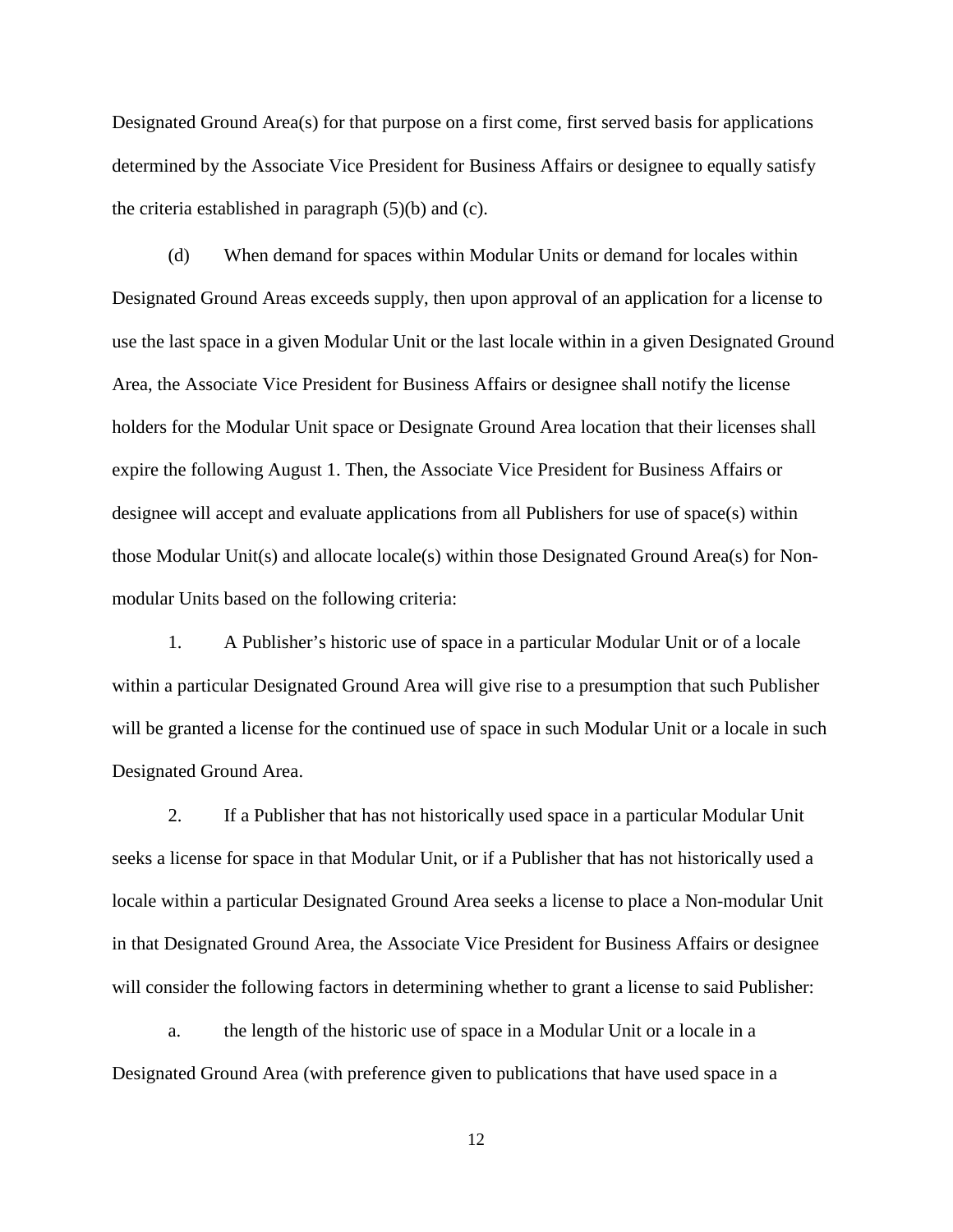Designated Ground Area(s) for that purpose on a first come, first served basis for applications determined by the Associate Vice President for Business Affairs or designee to equally satisfy the criteria established in paragraph (5)(b) and (c).

(d) When demand for spaces within Modular Units or demand for locales within Designated Ground Areas exceeds supply, then upon approval of an application for a license to use the last space in a given Modular Unit or the last locale within in a given Designated Ground Area, the Associate Vice President for Business Affairs or designee shall notify the license holders for the Modular Unit space or Designate Ground Area location that their licenses shall expire the following August 1. Then, the Associate Vice President for Business Affairs or designee will accept and evaluate applications from all Publishers for use of space(s) within those Modular Unit(s) and allocate locale(s) within those Designated Ground Area(s) for Non-modular Units based on the following criteria:

1. A Publisher's historic use of space in a particular Modular Unit or of a locale within a particular Designated Ground Area will give rise to a presumption that such Publisher will be granted a license for the continued use of space in such Modular Unit or a locale in such Designated Ground Area.

2. If a Publisher that has not historically used space in a particular Modular Unit seeks a license for space in that Modular Unit, or if a Publisher that has not historically used a locale within a particular Designated Ground Area seeks a license to place a Non-modular Unit in that Designated Ground Area, the Associate Vice President for Business Affairs or designee will consider the following factors in determining whether to grant a license to said Publisher:

a. the length of the historic use of space in a Modular Unit or a locale in a Designated Ground Area (with preference given to publications that have used space in a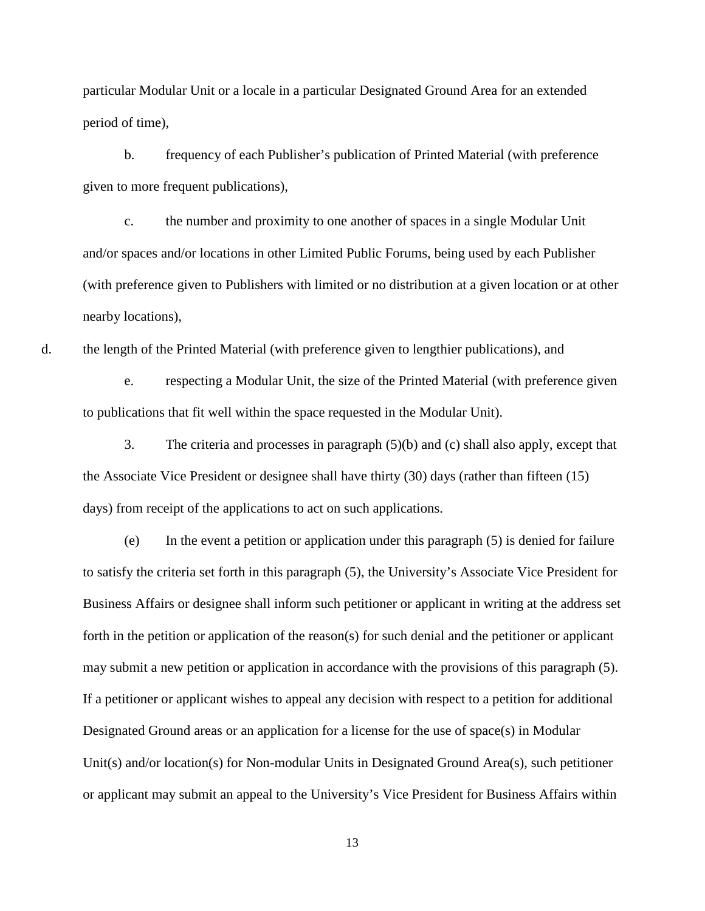particular Modular Unit or a locale in a particular Designated Ground Area for an extended period of time),

b. frequency of each Publisher's publication of Printed Material (with preference given to more frequent publications),

c. the number and proximity to one another of spaces in a single Modular Unit and/or spaces and/or locations in other Limited Public Forums, being used by each Publisher (with preference given to Publishers with limited or no distribution at a given location or at other nearby locations),

d. the length of the Printed Material (with preference given to lengthier publications), and

e. respecting a Modular Unit, the size of the Printed Material (with preference given to publications that fit well within the space requested in the Modular Unit).

3. The criteria and processes in paragraph (5)(b) and (c) shall also apply, except that the Associate Vice President or designee shall have thirty (30) days (rather than fifteen (15) days) from receipt of the applications to act on such applications.

(e) In the event a petition or application under this paragraph (5) is denied for failure to satisfy the criteria set forth in this paragraph (5), the University's Associate Vice President for Business Affairs or designee shall inform such petitioner or applicant in writing at the address set forth in the petition or application of the reason(s) for such denial and the petitioner or applicant may submit a new petition or application in accordance with the provisions of this paragraph (5). If a petitioner or applicant wishes to appeal any decision with respect to a petition for additional Designated Ground areas or an application for a license for the use of space(s) in Modular Unit(s) and/or location(s) for Non-modular Units in Designated Ground Area(s), such petitioner or applicant may submit an appeal to the University's Vice President for Business Affairs within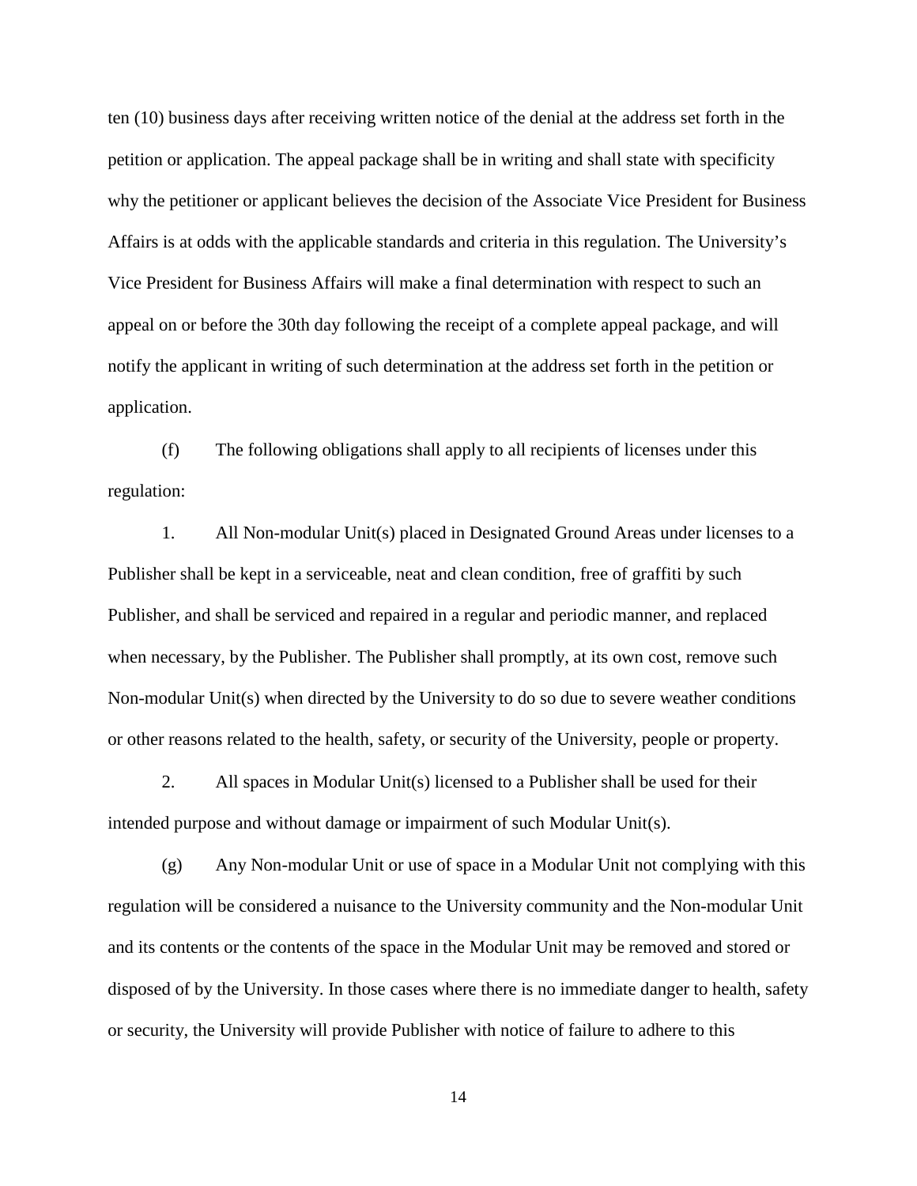ten (10) business days after receiving written notice of the denial at the address set forth in the petition or application. The appeal package shall be in writing and shall state with specificity why the petitioner or applicant believes the decision of the Associate Vice President for Business Affairs is at odds with the applicable standards and criteria in this regulation. The University's Vice President for Business Affairs will make a final determination with respect to such an appeal on or before the 30th day following the receipt of a complete appeal package, and will notify the applicant in writing of such determination at the address set forth in the petition or application.

(f) The following obligations shall apply to all recipients of licenses under this regulation:

1. All Non-modular Unit(s) placed in Designated Ground Areas under licenses to a Publisher shall be kept in a serviceable, neat and clean condition, free of graffiti by such Publisher, and shall be serviced and repaired in a regular and periodic manner, and replaced when necessary, by the Publisher. The Publisher shall promptly, at its own cost, remove such Non-modular Unit(s) when directed by the University to do so due to severe weather conditions or other reasons related to the health, safety, or security of the University, people or property.

2. All spaces in Modular Unit(s) licensed to a Publisher shall be used for their intended purpose and without damage or impairment of such Modular Unit(s).

(g) Any Non-modular Unit or use of space in a Modular Unit not complying with this regulation will be considered a nuisance to the University community and the Non-modular Unit and its contents or the contents of the space in the Modular Unit may be removed and stored or disposed of by the University. In those cases where there is no immediate danger to health, safety or security, the University will provide Publisher with notice of failure to adhere to this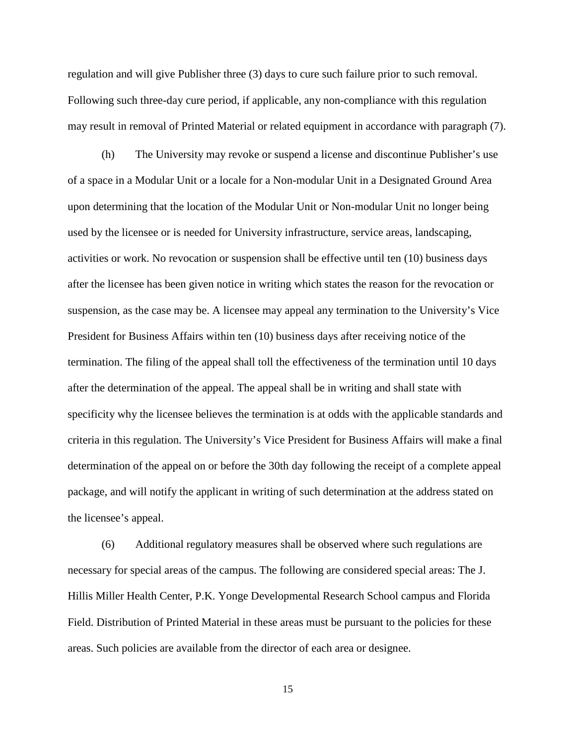regulation and will give Publisher three (3) days to cure such failure prior to such removal. Following such three-day cure period, if applicable, any non-compliance with this regulation may result in removal of Printed Material or related equipment in accordance with paragraph (7).

(h) The University may revoke or suspend a license and discontinue Publisher's use of a space in a Modular Unit or a locale for a Non-modular Unit in a Designated Ground Area upon determining that the location of the Modular Unit or Non-modular Unit no longer being used by the licensee or is needed for University infrastructure, service areas, landscaping, activities or work. No revocation or suspension shall be effective until ten (10) business days after the licensee has been given notice in writing which states the reason for the revocation or suspension, as the case may be. A licensee may appeal any termination to the University's Vice President for Business Affairs within ten (10) business days after receiving notice of the termination. The filing of the appeal shall toll the effectiveness of the termination until 10 days after the determination of the appeal. The appeal shall be in writing and shall state with specificity why the licensee believes the termination is at odds with the applicable standards and criteria in this regulation. The University's Vice President for Business Affairs will make a final determination of the appeal on or before the 30th day following the receipt of a complete appeal package, and will notify the applicant in writing of such determination at the address stated on the licensee's appeal.

(6) Additional regulatory measures shall be observed where such regulations are necessary for special areas of the campus. The following are considered special areas: The J. Hillis Miller Health Center, P.K. Yonge Developmental Research School campus and Florida Field. Distribution of Printed Material in these areas must be pursuant to the policies for these areas. Such policies are available from the director of each area or designee.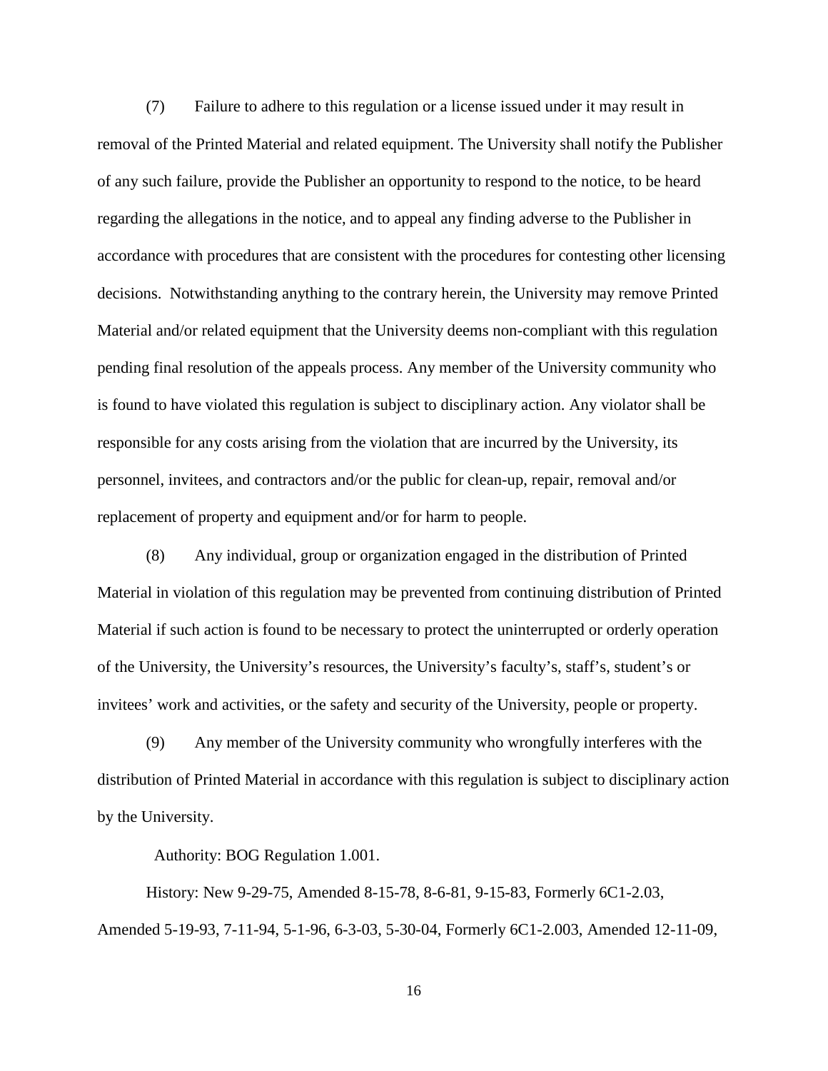(7) Failure to adhere to this regulation or a license issued under it may result in removal of the Printed Material and related equipment. The University shall notify the Publisher of any such failure, provide the Publisher an opportunity to respond to the notice, to be heard regarding the allegations in the notice, and to appeal any finding adverse to the Publisher in accordance with procedures that are consistent with the procedures for contesting other licensing decisions. Notwithstanding anything to the contrary herein, the University may remove Printed Material and/or related equipment that the University deems non-compliant with this regulation pending final resolution of the appeals process. Any member of the University community who is found to have violated this regulation is subject to disciplinary action. Any violator shall be responsible for any costs arising from the violation that are incurred by the University, its personnel, invitees, and contractors and/or the public for clean-up, repair, removal and/or replacement of property and equipment and/or for harm to people.

(8) Any individual, group or organization engaged in the distribution of Printed Material in violation of this regulation may be prevented from continuing distribution of Printed Material if such action is found to be necessary to protect the uninterrupted or orderly operation of the University, the University's resources, the University's faculty's, staff's, student's or invitees' work and activities, or the safety and security of the University, people or property.

(9) Any member of the University community who wrongfully interferes with the distribution of Printed Material in accordance with this regulation is subject to disciplinary action by the University.

Authority: BOG Regulation 1.001.

History: New 9-29-75, Amended 8-15-78, 8-6-81, 9-15-83, Formerly 6C1-2.03, Amended 5-19-93, 7-11-94, 5-1-96, 6-3-03, 5-30-04, Formerly 6C1-2.003, Amended 12-11-09,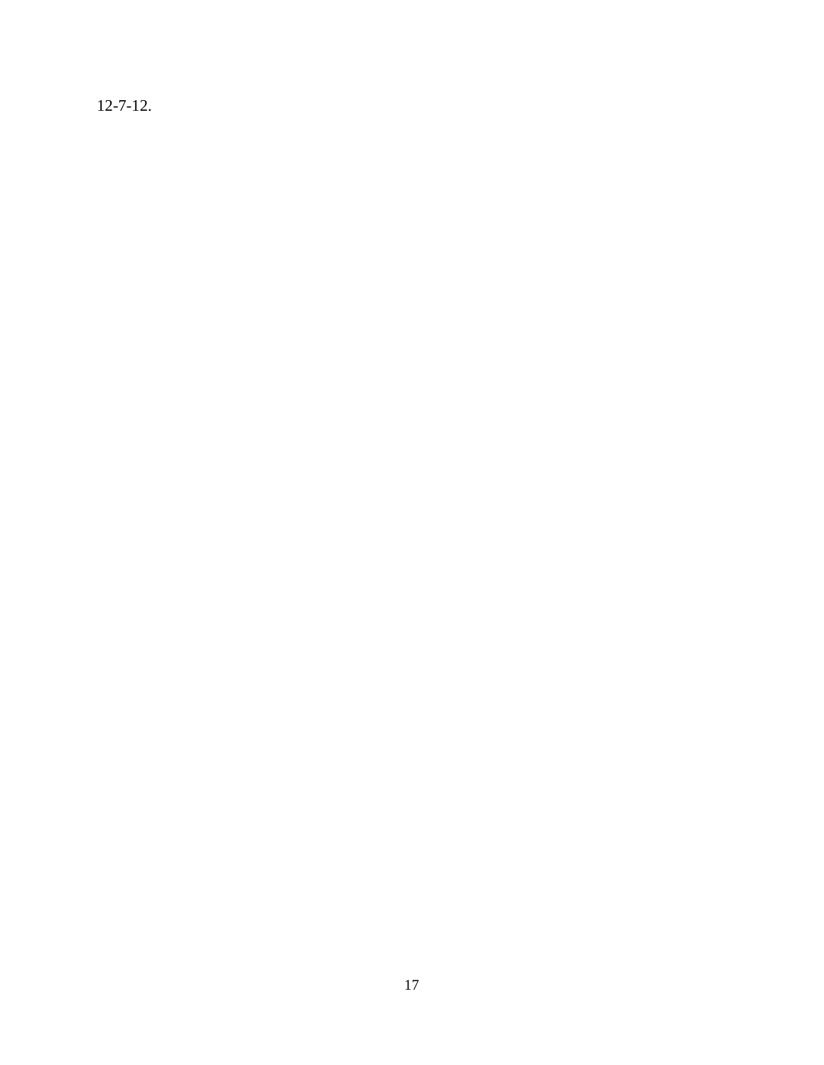12-7-12.